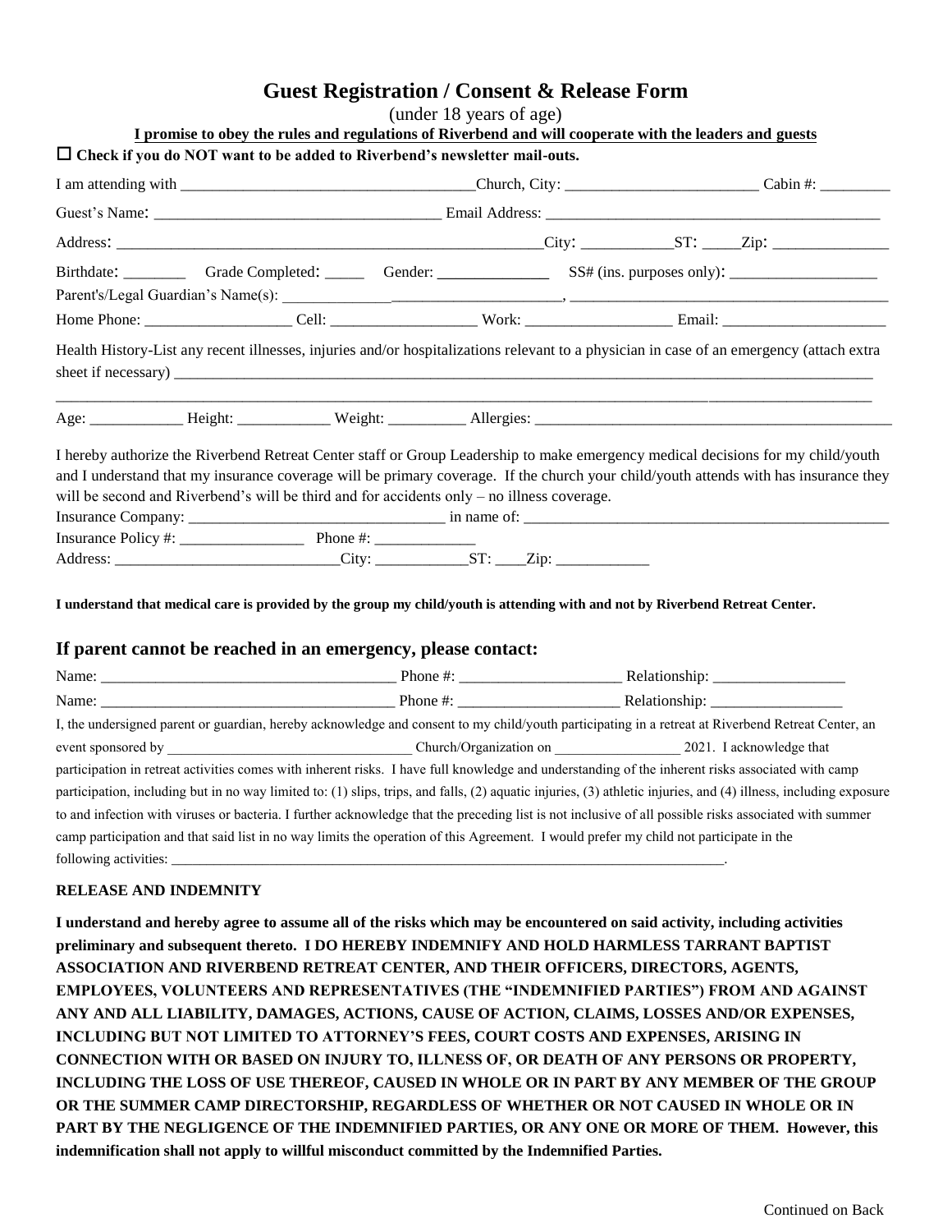# Guest Registration / Consent & Release Form

(under 18 years of age)

**I promise to obey the rules and regulations of Riverbend and will cooperate with the leaders and guests**

☐ **Check if you do NOT want to be added to Riverbend's newsletter mail-outs.**

I am attending with ______________________________________Church, City: _________________________ Cabin #: _________

Guest's Name: ____________________________________ Email Address: ___________________________________________

Address: _______________________________________________________City: ___________ST: _____Zip: _______________

Birthdate: ________ Grade Completed: _____ Gender: ______________ SS# (ins. purposes only): ___________________

Parent's/Legal Guardian's Name(s): ___________________________________, ___________________________________________

Home Phone: ___________________ Cell: ___________________ Work: ___________________ Email: ______________________

Health History-List any recent illnesses, injuries and/or hospitalizations relevant to a physician in case of an emergency (attach extra sheet if necessary) ________________________________________________________________________________________________

_____________________________________________________________________________________________________________

Age: ____________ Height: ____________ Weight: __________ Allergies: ________________________________________________

I hereby authorize the Riverbend Retreat Center staff or Group Leadership to make emergency medical decisions for my child/youth and I understand that my insurance coverage will be primary coverage. If the church your child/youth attends with has insurance they will be second and Riverbend's will be third and for accidents only – no illness coverage.

Insurance Company: _________________________________ in name of: _________________________________________________

Insurance Policy #: ________________ Phone #: _____________

Address: _____________________________City: ____________ST: ____Zip: ____________

**I understand that medical care is provided by the group my child/youth is attending with and not by Riverbend Retreat Center.**

## If parent cannot be reached in an emergency, please contact:

Name: ______________________________________ Phone #: _____________________ Relationship: _________________

Name: ______________________________________ Phone #: _____________________ Relationship: _________________

I, the undersigned parent or guardian, hereby acknowledge and consent to my child/youth participating in a retreat at Riverbend Retreat Center, an event sponsored by ___________________________________ Church/Organization on __________________ 2021. I acknowledge that participation in retreat activities comes with inherent risks. I have full knowledge and understanding of the inherent risks associated with camp participation, including but in no way limited to: (1) slips, trips, and falls, (2) aquatic injuries, (3) athletic injuries, and (4) illness, including exposure to and infection with viruses or bacteria. I further acknowledge that the preceding list is not inclusive of all possible risks associated with summer camp participation and that said list in no way limits the operation of this Agreement. I would prefer my child not participate in the following activities: _________________________________________________________________________________.

### RELEASE AND INDEMNITY

**I understand and hereby agree to assume all of the risks which may be encountered on said activity, including activities preliminary and subsequent thereto. I DO HEREBY INDEMNIFY AND HOLD HARMLESS TARRANT BAPTIST ASSOCIATION AND RIVERBEND RETREAT CENTER, AND THEIR OFFICERS, DIRECTORS, AGENTS, EMPLOYEES, VOLUNTEERS AND REPRESENTATIVES (THE "INDEMNIFIED PARTIES") FROM AND AGAINST ANY AND ALL LIABILITY, DAMAGES, ACTIONS, CAUSE OF ACTION, CLAIMS, LOSSES AND/OR EXPENSES, INCLUDING BUT NOT LIMITED TO ATTORNEY'S FEES, COURT COSTS AND EXPENSES, ARISING IN CONNECTION WITH OR BASED ON INJURY TO, ILLNESS OF, OR DEATH OF ANY PERSONS OR PROPERTY, INCLUDING THE LOSS OF USE THEREOF, CAUSED IN WHOLE OR IN PART BY ANY MEMBER OF THE GROUP OR THE SUMMER CAMP DIRECTORSHIP, REGARDLESS OF WHETHER OR NOT CAUSED IN WHOLE OR IN PART BY THE NEGLIGENCE OF THE INDEMNIFIED PARTIES, OR ANY ONE OR MORE OF THEM. However, this indemnification shall not apply to willful misconduct committed by the Indemnified Parties.**

Continued on Back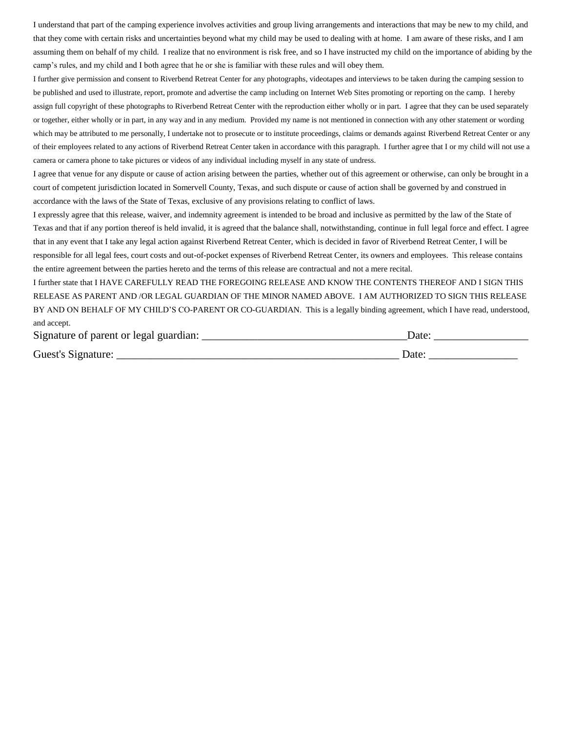I understand that part of the camping experience involves activities and group living arrangements and interactions that may be new to my child, and that they come with certain risks and uncertainties beyond what my child may be used to dealing with at home. I am aware of these risks, and I am assuming them on behalf of my child. I realize that no environment is risk free, and so I have instructed my child on the importance of abiding by the camp's rules, and my child and I both agree that he or she is familiar with these rules and will obey them.

I further give permission and consent to Riverbend Retreat Center for any photographs, videotapes and interviews to be taken during the camping session to be published and used to illustrate, report, promote and advertise the camp including on Internet Web Sites promoting or reporting on the camp. I hereby assign full copyright of these photographs to Riverbend Retreat Center with the reproduction either wholly or in part. I agree that they can be used separately or together, either wholly or in part, in any way and in any medium. Provided my name is not mentioned in connection with any other statement or wording which may be attributed to me personally, I undertake not to prosecute or to institute proceedings, claims or demands against Riverbend Retreat Center or any of their employees related to any actions of Riverbend Retreat Center taken in accordance with this paragraph. I further agree that I or my child will not use a camera or camera phone to take pictures or videos of any individual including myself in any state of undress.

I agree that venue for any dispute or cause of action arising between the parties, whether out of this agreement or otherwise, can only be brought in a court of competent jurisdiction located in Somervell County, Texas, and such dispute or cause of action shall be governed by and construed in accordance with the laws of the State of Texas, exclusive of any provisions relating to conflict of laws.

I expressly agree that this release, waiver, and indemnity agreement is intended to be broad and inclusive as permitted by the law of the State of Texas and that if any portion thereof is held invalid, it is agreed that the balance shall, notwithstanding, continue in full legal force and effect. I agree that in any event that I take any legal action against Riverbend Retreat Center, which is decided in favor of Riverbend Retreat Center, I will be responsible for all legal fees, court costs and out-of-pocket expenses of Riverbend Retreat Center, its owners and employees. This release contains the entire agreement between the parties hereto and the terms of this release are contractual and not a mere recital.

I further state that I HAVE CAREFULLY READ THE FOREGOING RELEASE AND KNOW THE CONTENTS THEREOF AND I SIGN THIS RELEASE AS PARENT AND /OR LEGAL GUARDIAN OF THE MINOR NAMED ABOVE. I AM AUTHORIZED TO SIGN THIS RELEASE BY AND ON BEHALF OF MY CHILD'S CO-PARENT OR CO-GUARDIAN. This is a legally binding agreement, which I have read, understood, and accept.

Signature of parent or legal guardian: ______________________________________Date: _________________

Guest's Signature: ______________________________________________________ Date: ________________